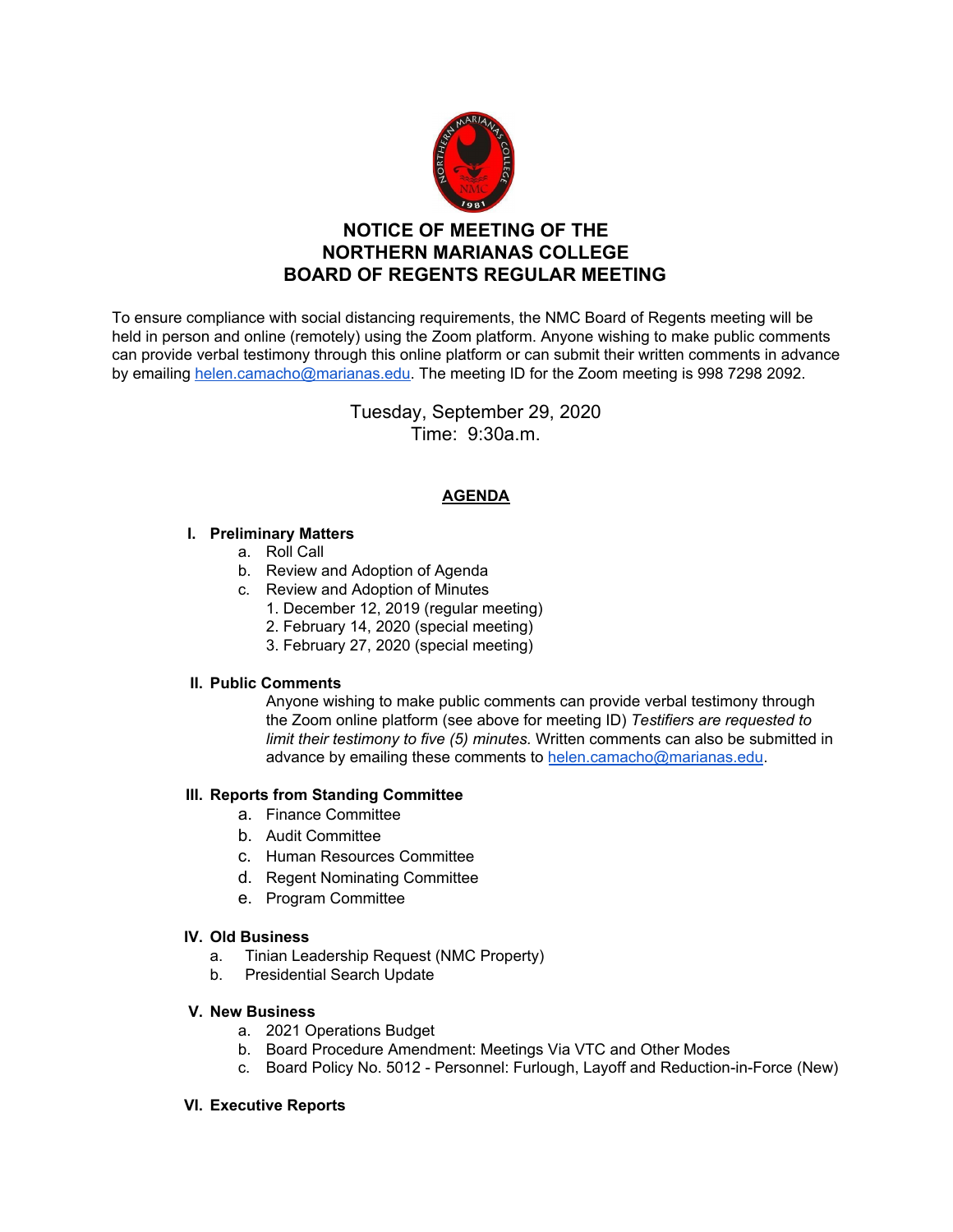# NOTICE OF MEETING OF THE NORTHERN MARIANAS COLLEGE BOARD OF REGENTS REGULAR MEETING

To ensure compliance with social distancing requirements, the NMC Board of Regents meeting will be held in person and online (remotely) using the Zoom platform. Anyone wishing to make public comments can provide verbal testimony through this online platform or can submit their written comments in advance by emailing helen.camacho@marianas.edu. The meeting ID for the Zoom meeting is 998 7298 2092.

Tuesday, September 29, 2020
Time: 9:30a.m.

## AGENDA

**I. Preliminary Matters**

a. Roll Call
b. Review and Adoption of Agenda
c. Review and Adoption of Minutes
   1. December 12, 2019 (regular meeting)
   2. February 14, 2020 (special meeting)
   3. February 27, 2020 (special meeting)

**II. Public Comments**

Anyone wishing to make public comments can provide verbal testimony through the Zoom online platform (see above for meeting ID) *Testifiers are requested to limit their testimony to five (5) minutes.* Written comments can also be submitted in advance by emailing these comments to helen.camacho@marianas.edu.

**III. Reports from Standing Committee**

a. Finance Committee
b. Audit Committee
c. Human Resources Committee
d. Regent Nominating Committee
e. Program Committee

**IV. Old Business**

a. Tinian Leadership Request (NMC Property)
b. Presidential Search Update

**V. New Business**

a. 2021 Operations Budget
b. Board Procedure Amendment: Meetings Via VTC and Other Modes
c. Board Policy No. 5012 - Personnel: Furlough, Layoff and Reduction-in-Force (New)

**VI. Executive Reports**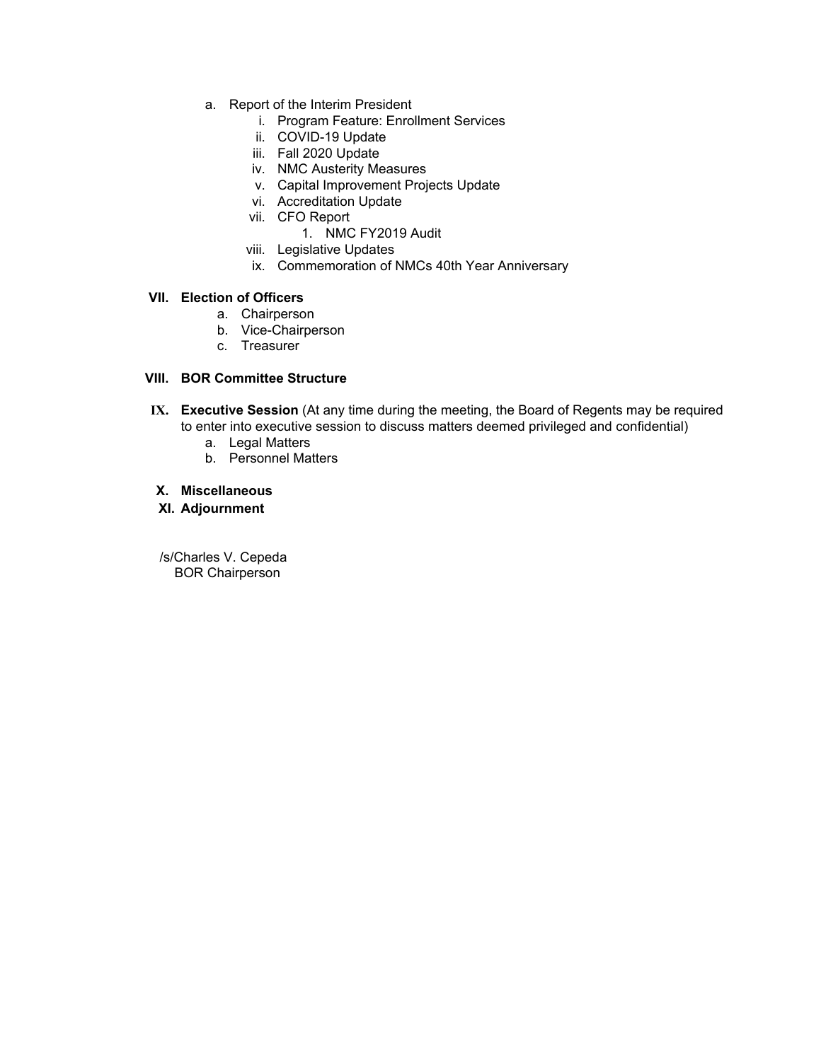a. Report of the Interim President
    i. Program Feature: Enrollment Services
    ii. COVID-19 Update
    iii. Fall 2020 Update
    iv. NMC Austerity Measures
    v. Capital Improvement Projects Update
    vi. Accreditation Update
    vii. CFO Report
        1. NMC FY2019 Audit
    viii. Legislative Updates
    ix. Commemoration of NMCs 40th Year Anniversary

**VII. Election of Officers**

a. Chairperson
b. Vice-Chairperson
c. Treasurer

**VIII. BOR Committee Structure**

**IX. Executive Session** (At any time during the meeting, the Board of Regents may be required to enter into executive session to discuss matters deemed privileged and confidential)

a. Legal Matters
b. Personnel Matters

**X. Miscellaneous**

**XI. Adjournment**

/s/Charles V. Cepeda
BOR Chairperson